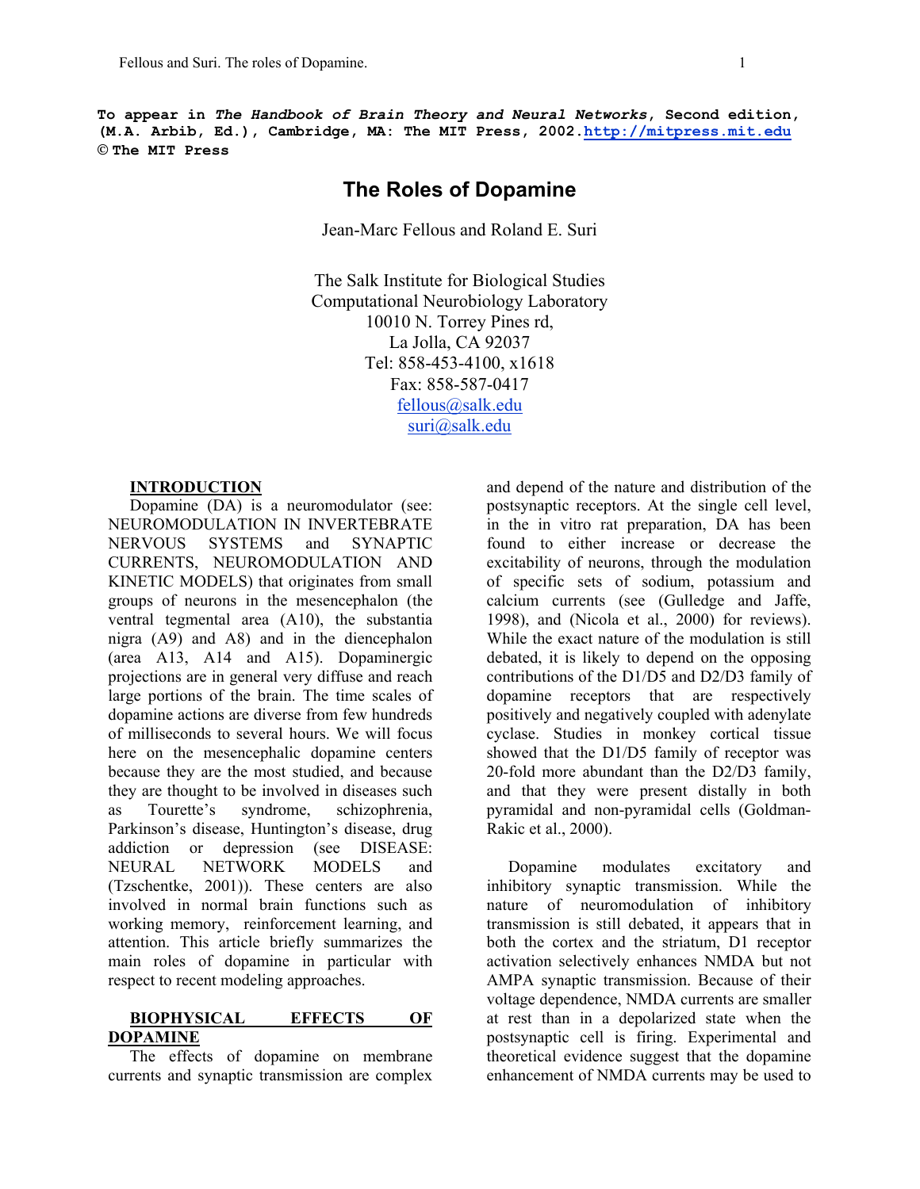**To appear in *The Handbook of Brain Theory and Neural Networks*, Second edition, (M.A. Arbib, Ed.), Cambridge, MA: The MIT Press, 2002. http://mitpress.mit.edu**
**© The MIT Press**

# The Roles of Dopamine

Jean-Marc Fellous and Roland E. Suri

The Salk Institute for Biological Studies
Computational Neurobiology Laboratory
10010 N. Torrey Pines rd,
La Jolla, CA 92037
Tel: 858-453-4100, x1618
Fax: 858-587-0417
fellous@salk.edu
suri@salk.edu

## INTRODUCTION

Dopamine (DA) is a neuromodulator (see: NEUROMODULATION IN INVERTEBRATE NERVOUS SYSTEMS and SYNAPTIC CURRENTS, NEUROMODULATION AND KINETIC MODELS) that originates from small groups of neurons in the mesencephalon (the ventral tegmental area (A10), the substantia nigra (A9) and A8) and in the diencephalon (area A13, A14 and A15). Dopaminergic projections are in general very diffuse and reach large portions of the brain. The time scales of dopamine actions are diverse from few hundreds of milliseconds to several hours. We will focus here on the mesencephalic dopamine centers because they are the most studied, and because they are thought to be involved in diseases such as Tourette's syndrome, schizophrenia, Parkinson's disease, Huntington's disease, drug addiction or depression (see DISEASE: NEURAL NETWORK MODELS and (Tzschentke, 2001)). These centers are also involved in normal brain functions such as working memory, reinforcement learning, and attention. This article briefly summarizes the main roles of dopamine in particular with respect to recent modeling approaches.

## BIOPHYSICAL EFFECTS OF DOPAMINE

The effects of dopamine on membrane currents and synaptic transmission are complex and depend of the nature and distribution of the postsynaptic receptors. At the single cell level, in the in vitro rat preparation, DA has been found to either increase or decrease the excitability of neurons, through the modulation of specific sets of sodium, potassium and calcium currents (see (Gulledge and Jaffe, 1998), and (Nicola et al., 2000) for reviews). While the exact nature of the modulation is still debated, it is likely to depend on the opposing contributions of the D1/D5 and D2/D3 family of dopamine receptors that are respectively positively and negatively coupled with adenylate cyclase. Studies in monkey cortical tissue showed that the D1/D5 family of receptor was 20-fold more abundant than the D2/D3 family, and that they were present distally in both pyramidal and non-pyramidal cells (Goldman-Rakic et al., 2000).

Dopamine modulates excitatory and inhibitory synaptic transmission. While the nature of neuromodulation of inhibitory transmission is still debated, it appears that in both the cortex and the striatum, D1 receptor activation selectively enhances NMDA but not AMPA synaptic transmission. Because of their voltage dependence, NMDA currents are smaller at rest than in a depolarized state when the postsynaptic cell is firing. Experimental and theoretical evidence suggest that the dopamine enhancement of NMDA currents may be used to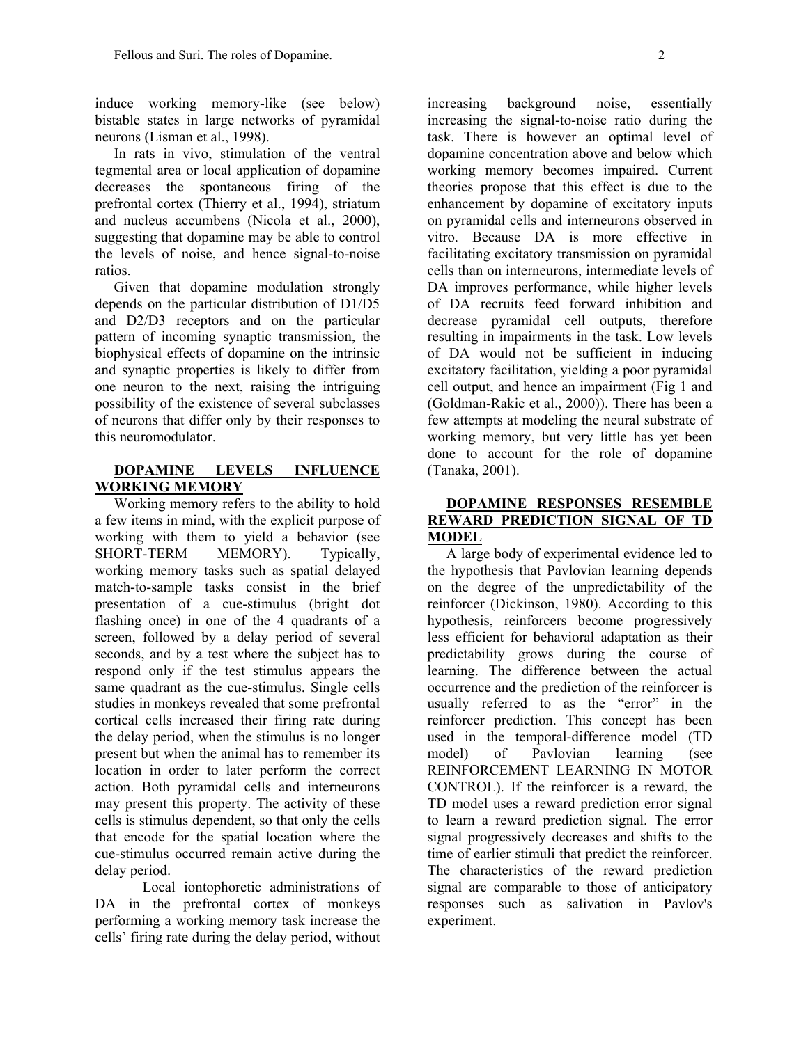induce working memory-like (see below) bistable states in large networks of pyramidal neurons (Lisman et al., 1998).

In rats in vivo, stimulation of the ventral tegmental area or local application of dopamine decreases the spontaneous firing of the prefrontal cortex (Thierry et al., 1994), striatum and nucleus accumbens (Nicola et al., 2000), suggesting that dopamine may be able to control the levels of noise, and hence signal-to-noise ratios.

Given that dopamine modulation strongly depends on the particular distribution of D1/D5 and D2/D3 receptors and on the particular pattern of incoming synaptic transmission, the biophysical effects of dopamine on the intrinsic and synaptic properties is likely to differ from one neuron to the next, raising the intriguing possibility of the existence of several subclasses of neurons that differ only by their responses to this neuromodulator.

## DOPAMINE LEVELS INFLUENCE WORKING MEMORY

Working memory refers to the ability to hold a few items in mind, with the explicit purpose of working with them to yield a behavior (see SHORT-TERM MEMORY). Typically, working memory tasks such as spatial delayed match-to-sample tasks consist in the brief presentation of a cue-stimulus (bright dot flashing once) in one of the 4 quadrants of a screen, followed by a delay period of several seconds, and by a test where the subject has to respond only if the test stimulus appears the same quadrant as the cue-stimulus. Single cells studies in monkeys revealed that some prefrontal cortical cells increased their firing rate during the delay period, when the stimulus is no longer present but when the animal has to remember its location in order to later perform the correct action. Both pyramidal cells and interneurons may present this property. The activity of these cells is stimulus dependent, so that only the cells that encode for the spatial location where the cue-stimulus occurred remain active during the delay period.

Local iontophoretic administrations of DA in the prefrontal cortex of monkeys performing a working memory task increase the cells' firing rate during the delay period, without increasing background noise, essentially increasing the signal-to-noise ratio during the task. There is however an optimal level of dopamine concentration above and below which working memory becomes impaired. Current theories propose that this effect is due to the enhancement by dopamine of excitatory inputs on pyramidal cells and interneurons observed in vitro. Because DA is more effective in facilitating excitatory transmission on pyramidal cells than on interneurons, intermediate levels of DA improves performance, while higher levels of DA recruits feed forward inhibition and decrease pyramidal cell outputs, therefore resulting in impairments in the task. Low levels of DA would not be sufficient in inducing excitatory facilitation, yielding a poor pyramidal cell output, and hence an impairment (Fig 1 and (Goldman-Rakic et al., 2000)). There has been a few attempts at modeling the neural substrate of working memory, but very little has yet been done to account for the role of dopamine (Tanaka, 2001).

## DOPAMINE RESPONSES RESEMBLE REWARD PREDICTION SIGNAL OF TD MODEL

A large body of experimental evidence led to the hypothesis that Pavlovian learning depends on the degree of the unpredictability of the reinforcer (Dickinson, 1980). According to this hypothesis, reinforcers become progressively less efficient for behavioral adaptation as their predictability grows during the course of learning. The difference between the actual occurrence and the prediction of the reinforcer is usually referred to as the "error" in the reinforcer prediction. This concept has been used in the temporal-difference model (TD model) of Pavlovian learning (see REINFORCEMENT LEARNING IN MOTOR CONTROL). If the reinforcer is a reward, the TD model uses a reward prediction error signal to learn a reward prediction signal. The error signal progressively decreases and shifts to the time of earlier stimuli that predict the reinforcer. The characteristics of the reward prediction signal are comparable to those of anticipatory responses such as salivation in Pavlov's experiment.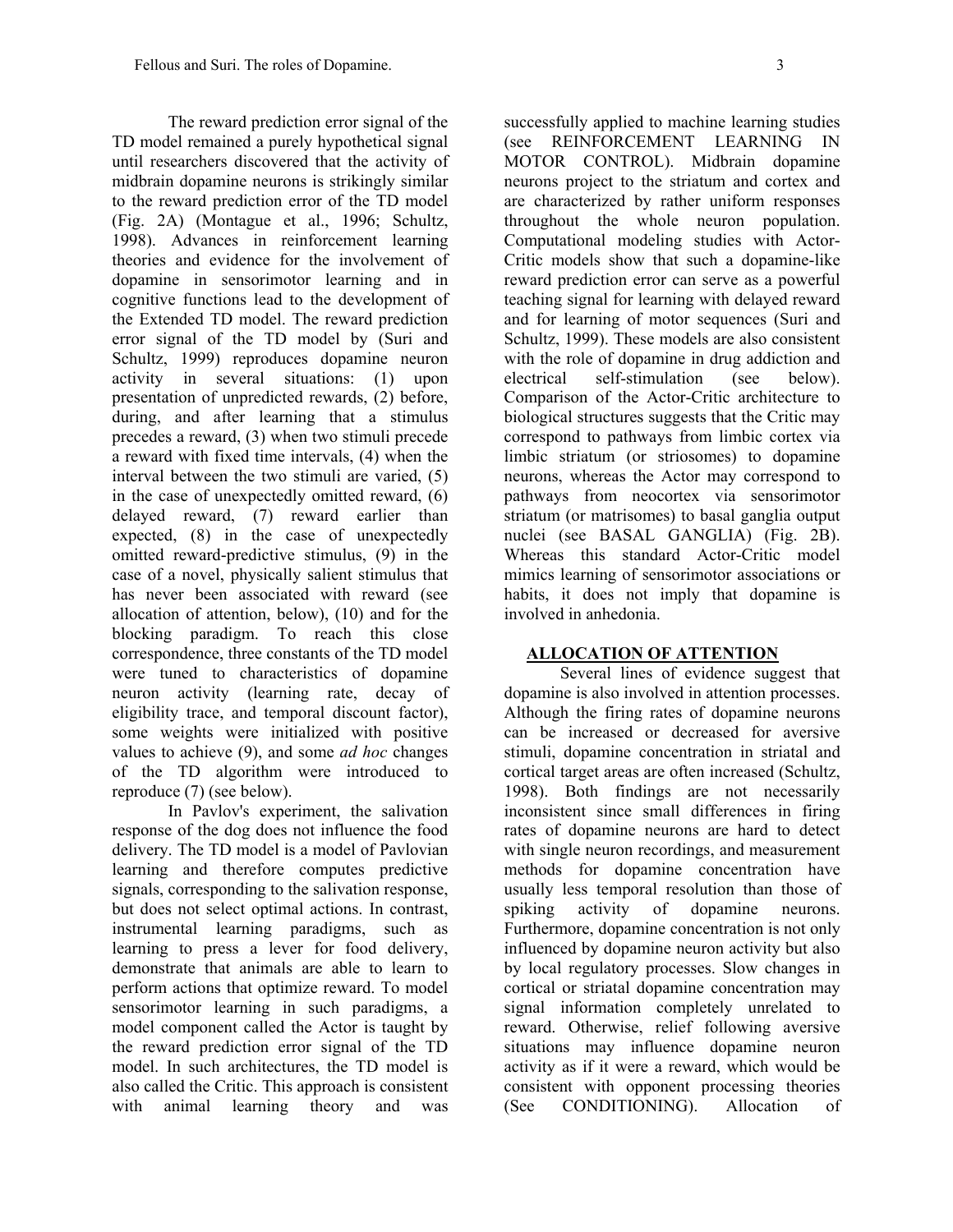The reward prediction error signal of the TD model remained a purely hypothetical signal until researchers discovered that the activity of midbrain dopamine neurons is strikingly similar to the reward prediction error of the TD model (Fig. 2A) (Montague et al., 1996; Schultz, 1998). Advances in reinforcement learning theories and evidence for the involvement of dopamine in sensorimotor learning and in cognitive functions lead to the development of the Extended TD model. The reward prediction error signal of the TD model by (Suri and Schultz, 1999) reproduces dopamine neuron activity in several situations: (1) upon presentation of unpredicted rewards, (2) before, during, and after learning that a stimulus precedes a reward, (3) when two stimuli precede a reward with fixed time intervals, (4) when the interval between the two stimuli are varied, (5) in the case of unexpectedly omitted reward, (6) delayed reward, (7) reward earlier than expected, (8) in the case of unexpectedly omitted reward-predictive stimulus, (9) in the case of a novel, physically salient stimulus that has never been associated with reward (see allocation of attention, below), (10) and for the blocking paradigm. To reach this close correspondence, three constants of the TD model were tuned to characteristics of dopamine neuron activity (learning rate, decay of eligibility trace, and temporal discount factor), some weights were initialized with positive values to achieve (9), and some *ad hoc* changes of the TD algorithm were introduced to reproduce (7) (see below).

In Pavlov's experiment, the salivation response of the dog does not influence the food delivery. The TD model is a model of Pavlovian learning and therefore computes predictive signals, corresponding to the salivation response, but does not select optimal actions. In contrast, instrumental learning paradigms, such as learning to press a lever for food delivery, demonstrate that animals are able to learn to perform actions that optimize reward. To model sensorimotor learning in such paradigms, a model component called the Actor is taught by the reward prediction error signal of the TD model. In such architectures, the TD model is also called the Critic. This approach is consistent with animal learning theory and was successfully applied to machine learning studies (see REINFORCEMENT LEARNING IN MOTOR CONTROL). Midbrain dopamine neurons project to the striatum and cortex and are characterized by rather uniform responses throughout the whole neuron population. Computational modeling studies with Actor-Critic models show that such a dopamine-like reward prediction error can serve as a powerful teaching signal for learning with delayed reward and for learning of motor sequences (Suri and Schultz, 1999). These models are also consistent with the role of dopamine in drug addiction and electrical self-stimulation (see below). Comparison of the Actor-Critic architecture to biological structures suggests that the Critic may correspond to pathways from limbic cortex via limbic striatum (or striosomes) to dopamine neurons, whereas the Actor may correspond to pathways from neocortex via sensorimotor striatum (or matrisomes) to basal ganglia output nuclei (see BASAL GANGLIA) (Fig. 2B). Whereas this standard Actor-Critic model mimics learning of sensorimotor associations or habits, it does not imply that dopamine is involved in anhedonia.

## ALLOCATION OF ATTENTION

Several lines of evidence suggest that dopamine is also involved in attention processes. Although the firing rates of dopamine neurons can be increased or decreased for aversive stimuli, dopamine concentration in striatal and cortical target areas are often increased (Schultz, 1998). Both findings are not necessarily inconsistent since small differences in firing rates of dopamine neurons are hard to detect with single neuron recordings, and measurement methods for dopamine concentration have usually less temporal resolution than those of spiking activity of dopamine neurons. Furthermore, dopamine concentration is not only influenced by dopamine neuron activity but also by local regulatory processes. Slow changes in cortical or striatal dopamine concentration may signal information completely unrelated to reward. Otherwise, relief following aversive situations may influence dopamine neuron activity as if it were a reward, which would be consistent with opponent processing theories (See CONDITIONING). Allocation of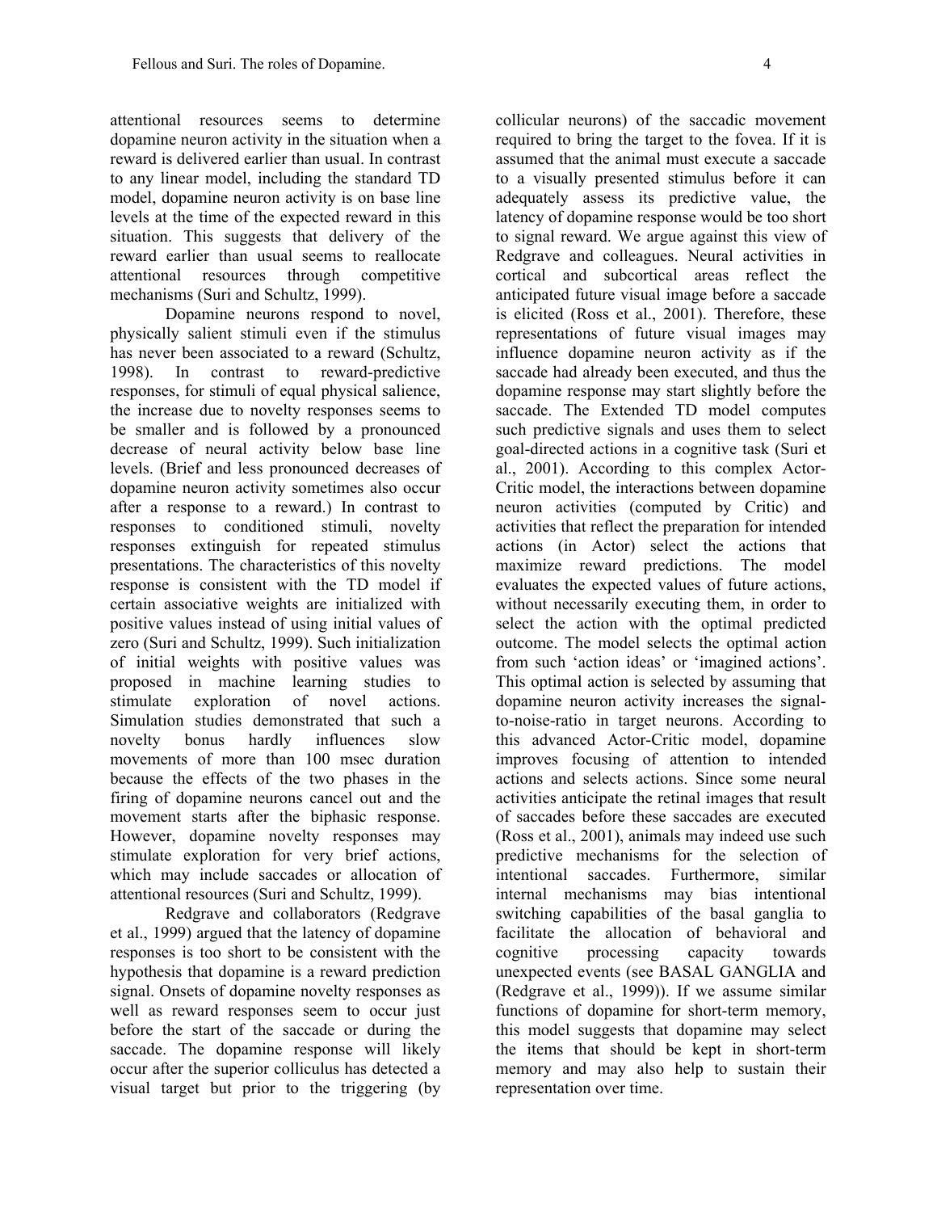attentional resources seems to determine dopamine neuron activity in the situation when a reward is delivered earlier than usual. In contrast to any linear model, including the standard TD model, dopamine neuron activity is on base line levels at the time of the expected reward in this situation. This suggests that delivery of the reward earlier than usual seems to reallocate attentional resources through competitive mechanisms (Suri and Schultz, 1999).

Dopamine neurons respond to novel, physically salient stimuli even if the stimulus has never been associated to a reward (Schultz, 1998). In contrast to reward-predictive responses, for stimuli of equal physical salience, the increase due to novelty responses seems to be smaller and is followed by a pronounced decrease of neural activity below base line levels. (Brief and less pronounced decreases of dopamine neuron activity sometimes also occur after a response to a reward.) In contrast to responses to conditioned stimuli, novelty responses extinguish for repeated stimulus presentations. The characteristics of this novelty response is consistent with the TD model if certain associative weights are initialized with positive values instead of using initial values of zero (Suri and Schultz, 1999). Such initialization of initial weights with positive values was proposed in machine learning studies to stimulate exploration of novel actions. Simulation studies demonstrated that such a novelty bonus hardly influences slow movements of more than 100 msec duration because the effects of the two phases in the firing of dopamine neurons cancel out and the movement starts after the biphasic response. However, dopamine novelty responses may stimulate exploration for very brief actions, which may include saccades or allocation of attentional resources (Suri and Schultz, 1999).

Redgrave and collaborators (Redgrave et al., 1999) argued that the latency of dopamine responses is too short to be consistent with the hypothesis that dopamine is a reward prediction signal. Onsets of dopamine novelty responses as well as reward responses seem to occur just before the start of the saccade or during the saccade. The dopamine response will likely occur after the superior colliculus has detected a visual target but prior to the triggering (by collicular neurons) of the saccadic movement required to bring the target to the fovea. If it is assumed that the animal must execute a saccade to a visually presented stimulus before it can adequately assess its predictive value, the latency of dopamine response would be too short to signal reward. We argue against this view of Redgrave and colleagues. Neural activities in cortical and subcortical areas reflect the anticipated future visual image before a saccade is elicited (Ross et al., 2001). Therefore, these representations of future visual images may influence dopamine neuron activity as if the saccade had already been executed, and thus the dopamine response may start slightly before the saccade. The Extended TD model computes such predictive signals and uses them to select goal-directed actions in a cognitive task (Suri et al., 2001). According to this complex Actor-Critic model, the interactions between dopamine neuron activities (computed by Critic) and activities that reflect the preparation for intended actions (in Actor) select the actions that maximize reward predictions. The model evaluates the expected values of future actions, without necessarily executing them, in order to select the action with the optimal predicted outcome. The model selects the optimal action from such 'action ideas' or 'imagined actions'. This optimal action is selected by assuming that dopamine neuron activity increases the signal-to-noise-ratio in target neurons. According to this advanced Actor-Critic model, dopamine improves focusing of attention to intended actions and selects actions. Since some neural activities anticipate the retinal images that result of saccades before these saccades are executed (Ross et al., 2001), animals may indeed use such predictive mechanisms for the selection of intentional saccades. Furthermore, similar internal mechanisms may bias intentional switching capabilities of the basal ganglia to facilitate the allocation of behavioral and cognitive processing capacity towards unexpected events (see BASAL GANGLIA and (Redgrave et al., 1999)). If we assume similar functions of dopamine for short-term memory, this model suggests that dopamine may select the items that should be kept in short-term memory and may also help to sustain their representation over time.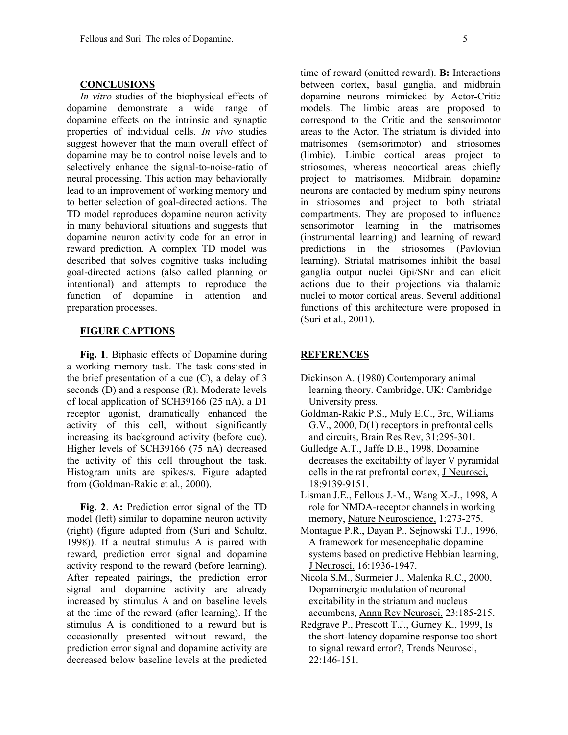## CONCLUSIONS

*In vitro* studies of the biophysical effects of dopamine demonstrate a wide range of dopamine effects on the intrinsic and synaptic properties of individual cells. *In vivo* studies suggest however that the main overall effect of dopamine may be to control noise levels and to selectively enhance the signal-to-noise-ratio of neural processing. This action may behaviorally lead to an improvement of working memory and to better selection of goal-directed actions. The TD model reproduces dopamine neuron activity in many behavioral situations and suggests that dopamine neuron activity code for an error in reward prediction. A complex TD model was described that solves cognitive tasks including goal-directed actions (also called planning or intentional) and attempts to reproduce the function of dopamine in attention and preparation processes.

## FIGURE CAPTIONS

**Fig. 1**. Biphasic effects of Dopamine during a working memory task. The task consisted in the brief presentation of a cue (C), a delay of 3 seconds (D) and a response (R). Moderate levels of local application of SCH39166 (25 nA), a D1 receptor agonist, dramatically enhanced the activity of this cell, without significantly increasing its background activity (before cue). Higher levels of SCH39166 (75 nA) decreased the activity of this cell throughout the task. Histogram units are spikes/s. Figure adapted from (Goldman-Rakic et al., 2000).

**Fig. 2**. **A:** Prediction error signal of the TD model (left) similar to dopamine neuron activity (right) (figure adapted from (Suri and Schultz, 1998)). If a neutral stimulus A is paired with reward, prediction error signal and dopamine activity respond to the reward (before learning). After repeated pairings, the prediction error signal and dopamine activity are already increased by stimulus A and on baseline levels at the time of the reward (after learning). If the stimulus A is conditioned to a reward but is occasionally presented without reward, the prediction error signal and dopamine activity are decreased below baseline levels at the predicted time of reward (omitted reward). **B:** Interactions between cortex, basal ganglia, and midbrain dopamine neurons mimicked by Actor-Critic models. The limbic areas are proposed to correspond to the Critic and the sensorimotor areas to the Actor. The striatum is divided into matrisomes (semsorimotor) and striosomes (limbic). Limbic cortical areas project to striosomes, whereas neocortical areas chiefly project to matrisomes. Midbrain dopamine neurons are contacted by medium spiny neurons in striosomes and project to both striatal compartments. They are proposed to influence sensorimotor learning in the matrisomes (instrumental learning) and learning of reward predictions in the striosomes (Pavlovian learning). Striatal matrisomes inhibit the basal ganglia output nuclei Gpi/SNr and can elicit actions due to their projections via thalamic nuclei to motor cortical areas. Several additional functions of this architecture were proposed in (Suri et al., 2001).

## REFERENCES

Dickinson A. (1980) Contemporary animal learning theory. Cambridge, UK: Cambridge University press.

Goldman-Rakic P.S., Muly E.C., 3rd, Williams G.V., 2000, D(1) receptors in prefrontal cells and circuits, Brain Res Rev, 31:295-301.

Gulledge A.T., Jaffe D.B., 1998, Dopamine decreases the excitability of layer V pyramidal cells in the rat prefrontal cortex, J Neurosci, 18:9139-9151.

Lisman J.E., Fellous J.-M., Wang X.-J., 1998, A role for NMDA-receptor channels in working memory, Nature Neuroscience, 1:273-275.

Montague P.R., Dayan P., Sejnowski T.J., 1996, A framework for mesencephalic dopamine systems based on predictive Hebbian learning, J Neurosci, 16:1936-1947.

Nicola S.M., Surmeier J., Malenka R.C., 2000, Dopaminergic modulation of neuronal excitability in the striatum and nucleus accumbens, Annu Rev Neurosci, 23:185-215.

Redgrave P., Prescott T.J., Gurney K., 1999, Is the short-latency dopamine response too short to signal reward error?, Trends Neurosci, 22:146-151.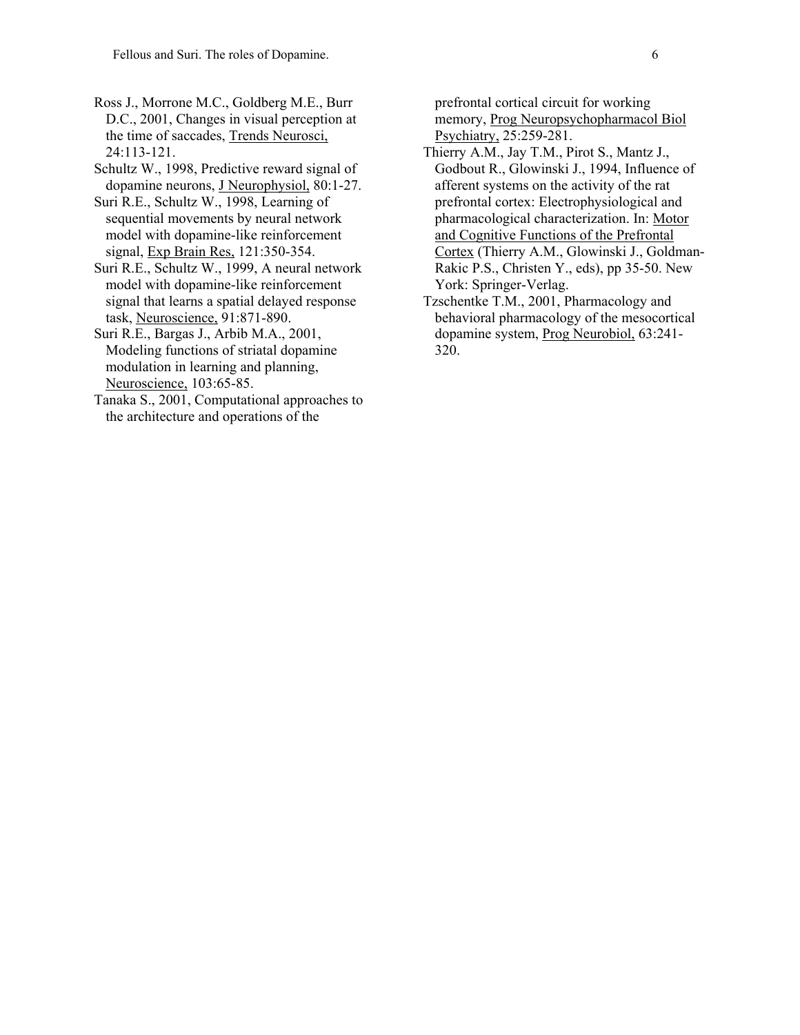Ross J., Morrone M.C., Goldberg M.E., Burr D.C., 2001, Changes in visual perception at the time of saccades, Trends Neurosci, 24:113-121.

Schultz W., 1998, Predictive reward signal of dopamine neurons, J Neurophysiol, 80:1-27.

Suri R.E., Schultz W., 1998, Learning of sequential movements by neural network model with dopamine-like reinforcement signal, Exp Brain Res, 121:350-354.

Suri R.E., Schultz W., 1999, A neural network model with dopamine-like reinforcement signal that learns a spatial delayed response task, Neuroscience, 91:871-890.

Suri R.E., Bargas J., Arbib M.A., 2001, Modeling functions of striatal dopamine modulation in learning and planning, Neuroscience, 103:65-85.

Tanaka S., 2001, Computational approaches to the architecture and operations of the prefrontal cortical circuit for working memory, Prog Neuropsychopharmacol Biol Psychiatry, 25:259-281.

Thierry A.M., Jay T.M., Pirot S., Mantz J., Godbout R., Glowinski J., 1994, Influence of afferent systems on the activity of the rat prefrontal cortex: Electrophysiological and pharmacological characterization. In: Motor and Cognitive Functions of the Prefrontal Cortex (Thierry A.M., Glowinski J., Goldman-Rakic P.S., Christen Y., eds), pp 35-50. New York: Springer-Verlag.

Tzschentke T.M., 2001, Pharmacology and behavioral pharmacology of the mesocortical dopamine system, Prog Neurobiol, 63:241-320.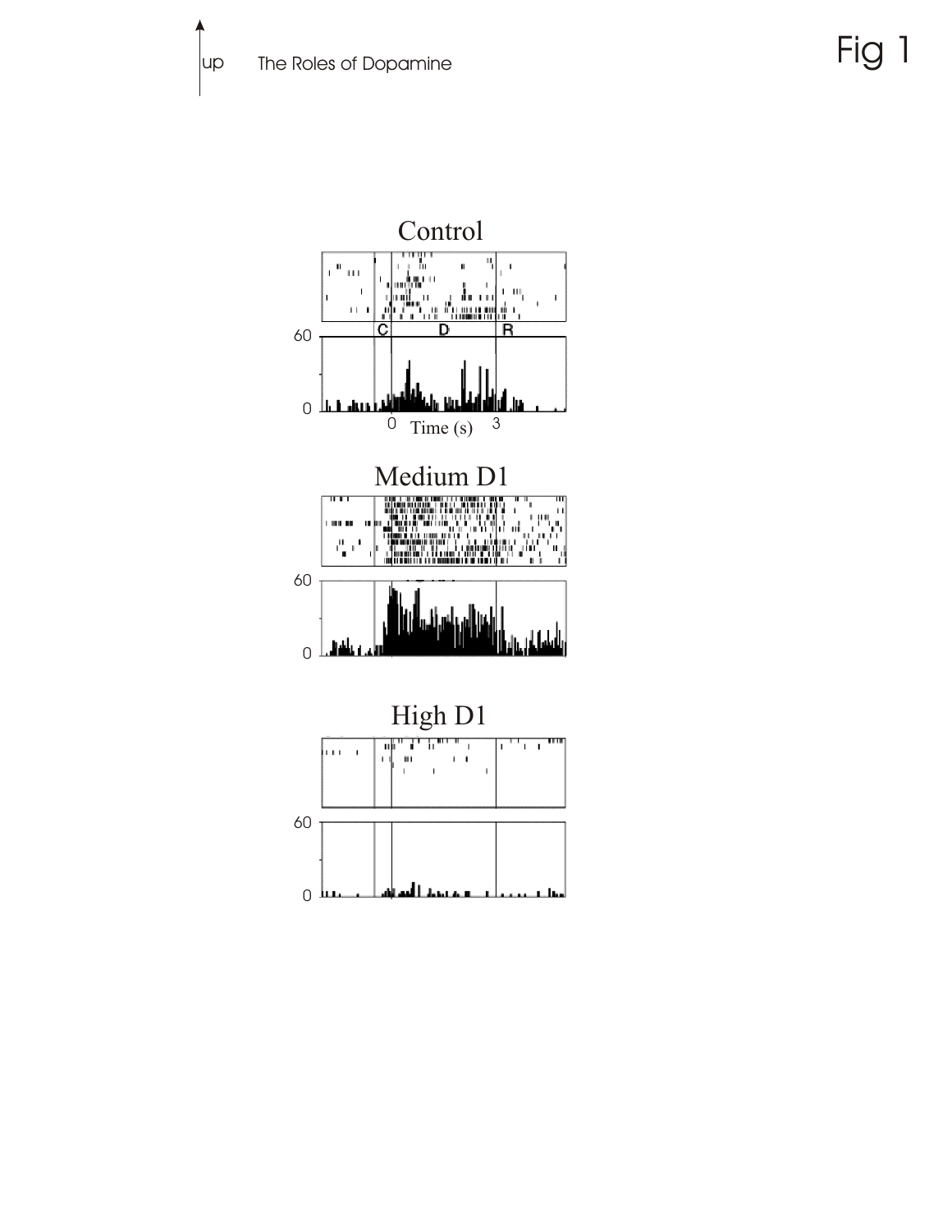Fig 1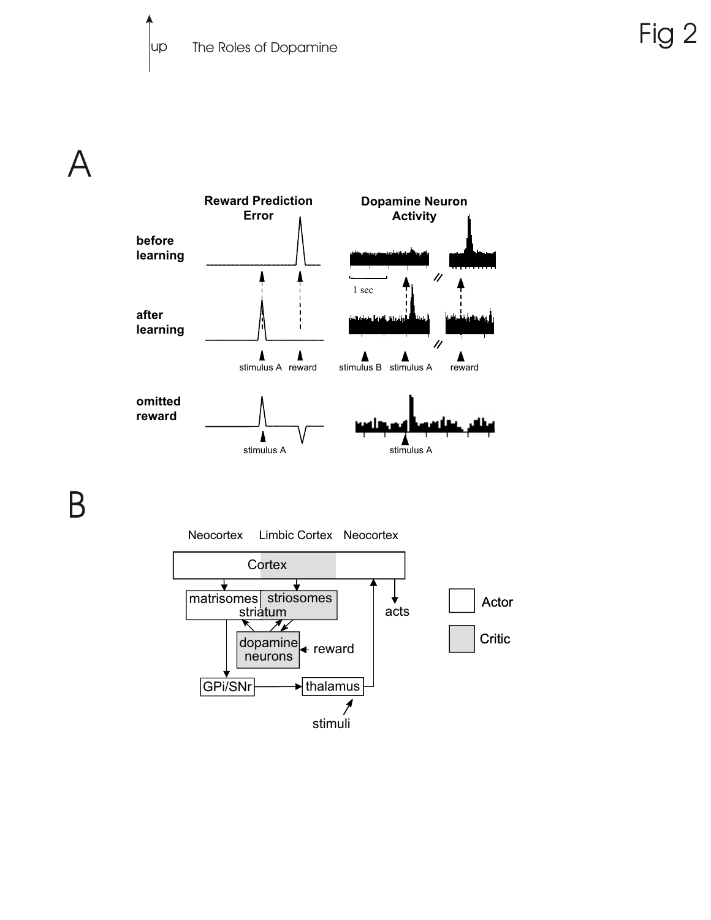up The Roles of Dopamine

Fig 2

A

Reward Prediction Error

Dopamine Neuron Activity

before learning

after learning

1 sec

stimulus A reward

stimulus B stimulus A reward

omitted reward

stimulus A

stimulus A

B

Neocortex Limbic Cortex Neocortex

Cortex

matrisomes striosomes

striatum

acts

dopamine neurons

reward

GPi/SNr

thalamus

stimuli

Actor

Critic